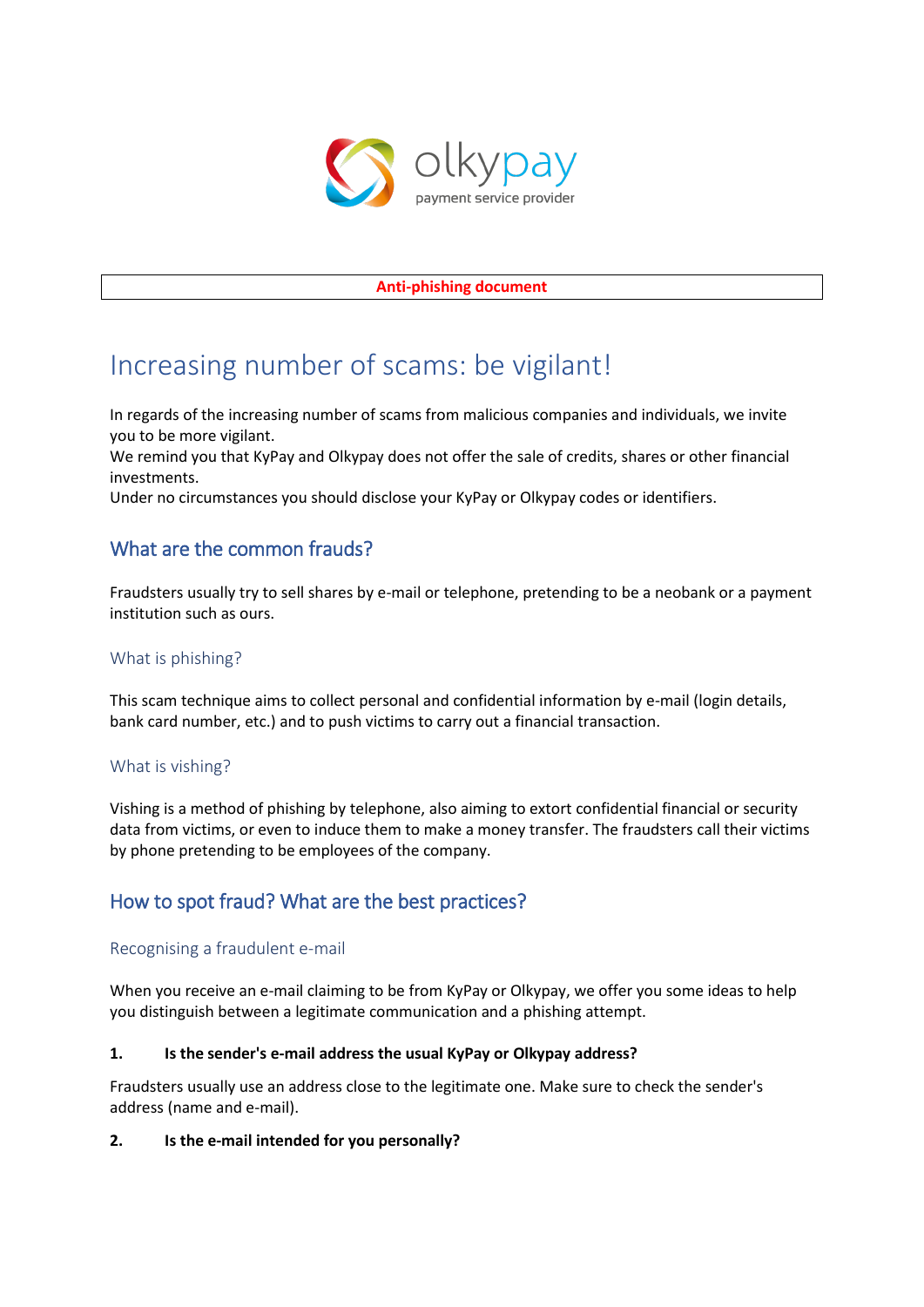olkypay
payment service provider

**Anti-phishing document**

# Increasing number of scams: be vigilant!

In regards of the increasing number of scams from malicious companies and individuals, we invite you to be more vigilant.
We remind you that KyPay and Olkypay does not offer the sale of credits, shares or other financial investments.
Under no circumstances you should disclose your KyPay or Olkypay codes or identifiers.

## What are the common frauds?

Fraudsters usually try to sell shares by e-mail or telephone, pretending to be a neobank or a payment institution such as ours.

### What is phishing?

This scam technique aims to collect personal and confidential information by e-mail (login details, bank card number, etc.) and to push victims to carry out a financial transaction.

### What is vishing?

Vishing is a method of phishing by telephone, also aiming to extort confidential financial or security data from victims, or even to induce them to make a money transfer. The fraudsters call their victims by phone pretending to be employees of the company.

## How to spot fraud? What are the best practices?

### Recognising a fraudulent e-mail

When you receive an e-mail claiming to be from KyPay or Olkypay, we offer you some ideas to help you distinguish between a legitimate communication and a phishing attempt.

**1. Is the sender's e-mail address the usual KyPay or Olkypay address?**

Fraudsters usually use an address close to the legitimate one. Make sure to check the sender's address (name and e-mail).

**2. Is the e-mail intended for you personally?**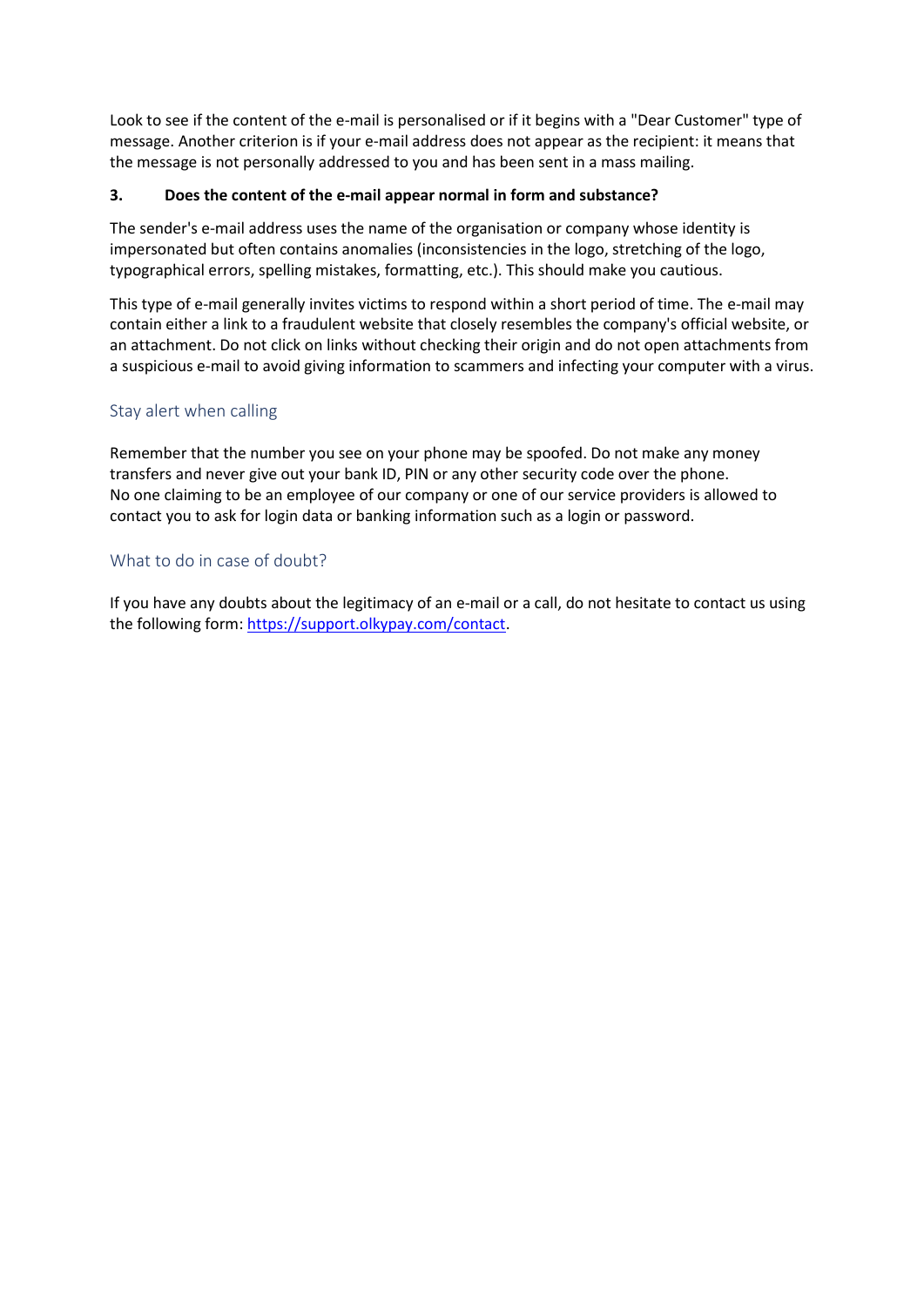Look to see if the content of the e-mail is personalised or if it begins with a "Dear Customer" type of message. Another criterion is if your e-mail address does not appear as the recipient: it means that the message is not personally addressed to you and has been sent in a mass mailing.

**3. Does the content of the e-mail appear normal in form and substance?**

The sender's e-mail address uses the name of the organisation or company whose identity is impersonated but often contains anomalies (inconsistencies in the logo, stretching of the logo, typographical errors, spelling mistakes, formatting, etc.). This should make you cautious.

This type of e-mail generally invites victims to respond within a short period of time. The e-mail may contain either a link to a fraudulent website that closely resembles the company's official website, or an attachment. Do not click on links without checking their origin and do not open attachments from a suspicious e-mail to avoid giving information to scammers and infecting your computer with a virus.

## Stay alert when calling

Remember that the number you see on your phone may be spoofed. Do not make any money transfers and never give out your bank ID, PIN or any other security code over the phone.
No one claiming to be an employee of our company or one of our service providers is allowed to contact you to ask for login data or banking information such as a login or password.

## What to do in case of doubt?

If you have any doubts about the legitimacy of an e-mail or a call, do not hesitate to contact us using the following form: [https://support.olkypay.com/contact](https://support.olkypay.com/contact).